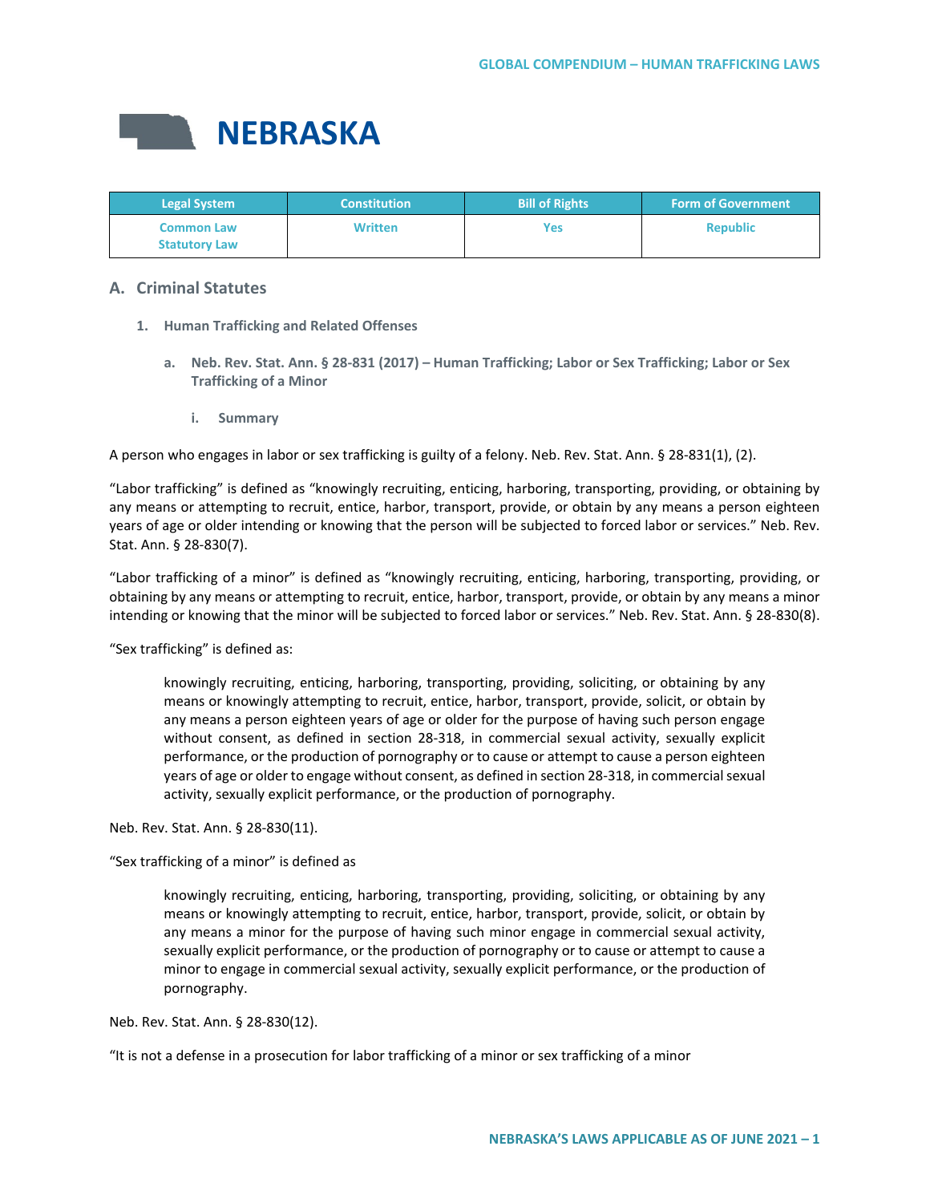# NEBRASKA

| Legal System | Constitution | Bill of Rights | Form of Government |
|---|---|---|---|
| Common Law<br>Statutory Law | Written | Yes | Republic |

## A. Criminal Statutes

### 1. Human Trafficking and Related Offenses

#### a. Neb. Rev. Stat. Ann. § 28-831 (2017) – Human Trafficking; Labor or Sex Trafficking; Labor or Sex Trafficking of a Minor

##### i. Summary

A person who engages in labor or sex trafficking is guilty of a felony. Neb. Rev. Stat. Ann. § 28-831(1), (2).

"Labor trafficking" is defined as "knowingly recruiting, enticing, harboring, transporting, providing, or obtaining by any means or attempting to recruit, entice, harbor, transport, provide, or obtain by any means a person eighteen years of age or older intending or knowing that the person will be subjected to forced labor or services." Neb. Rev. Stat. Ann. § 28-830(7).

"Labor trafficking of a minor" is defined as "knowingly recruiting, enticing, harboring, transporting, providing, or obtaining by any means or attempting to recruit, entice, harbor, transport, provide, or obtain by any means a minor intending or knowing that the minor will be subjected to forced labor or services." Neb. Rev. Stat. Ann. § 28-830(8).

"Sex trafficking" is defined as:

> knowingly recruiting, enticing, harboring, transporting, providing, soliciting, or obtaining by any means or knowingly attempting to recruit, entice, harbor, transport, provide, solicit, or obtain by any means a person eighteen years of age or older for the purpose of having such person engage without consent, as defined in section 28-318, in commercial sexual activity, sexually explicit performance, or the production of pornography or to cause or attempt to cause a person eighteen years of age or older to engage without consent, as defined in section 28-318, in commercial sexual activity, sexually explicit performance, or the production of pornography.

Neb. Rev. Stat. Ann. § 28-830(11).

"Sex trafficking of a minor" is defined as

> knowingly recruiting, enticing, harboring, transporting, providing, soliciting, or obtaining by any means or knowingly attempting to recruit, entice, harbor, transport, provide, solicit, or obtain by any means a minor for the purpose of having such minor engage in commercial sexual activity, sexually explicit performance, or the production of pornography or to cause or attempt to cause a minor to engage in commercial sexual activity, sexually explicit performance, or the production of pornography.

Neb. Rev. Stat. Ann. § 28-830(12).

"It is not a defense in a prosecution for labor trafficking of a minor or sex trafficking of a minor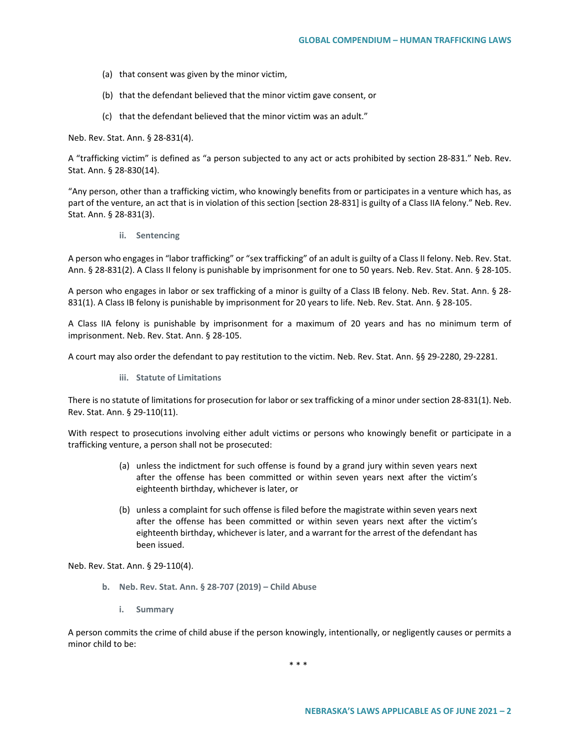(a) that consent was given by the minor victim,

(b) that the defendant believed that the minor victim gave consent, or

(c) that the defendant believed that the minor victim was an adult."

Neb. Rev. Stat. Ann. § 28-831(4).

A "trafficking victim" is defined as "a person subjected to any act or acts prohibited by section 28-831." Neb. Rev. Stat. Ann. § 28-830(14).

"Any person, other than a trafficking victim, who knowingly benefits from or participates in a venture which has, as part of the venture, an act that is in violation of this section [section 28-831] is guilty of a Class IIA felony." Neb. Rev. Stat. Ann. § 28-831(3).

##### ii. Sentencing

A person who engages in "labor trafficking" or "sex trafficking" of an adult is guilty of a Class II felony. Neb. Rev. Stat. Ann. § 28-831(2). A Class II felony is punishable by imprisonment for one to 50 years. Neb. Rev. Stat. Ann. § 28-105.

A person who engages in labor or sex trafficking of a minor is guilty of a Class IB felony. Neb. Rev. Stat. Ann. § 28-831(1). A Class IB felony is punishable by imprisonment for 20 years to life. Neb. Rev. Stat. Ann. § 28-105.

A Class IIA felony is punishable by imprisonment for a maximum of 20 years and has no minimum term of imprisonment. Neb. Rev. Stat. Ann. § 28-105.

A court may also order the defendant to pay restitution to the victim. Neb. Rev. Stat. Ann. §§ 29-2280, 29-2281.

##### iii. Statute of Limitations

There is no statute of limitations for prosecution for labor or sex trafficking of a minor under section 28-831(1). Neb. Rev. Stat. Ann. § 29-110(11).

With respect to prosecutions involving either adult victims or persons who knowingly benefit or participate in a trafficking venture, a person shall not be prosecuted:

(a) unless the indictment for such offense is found by a grand jury within seven years next after the offense has been committed or within seven years next after the victim's eighteenth birthday, whichever is later, or

(b) unless a complaint for such offense is filed before the magistrate within seven years next after the offense has been committed or within seven years next after the victim's eighteenth birthday, whichever is later, and a warrant for the arrest of the defendant has been issued.

Neb. Rev. Stat. Ann. § 29-110(4).

#### b. Neb. Rev. Stat. Ann. § 28-707 (2019) – Child Abuse

##### i. Summary

A person commits the crime of child abuse if the person knowingly, intentionally, or negligently causes or permits a minor child to be:

\* \* \*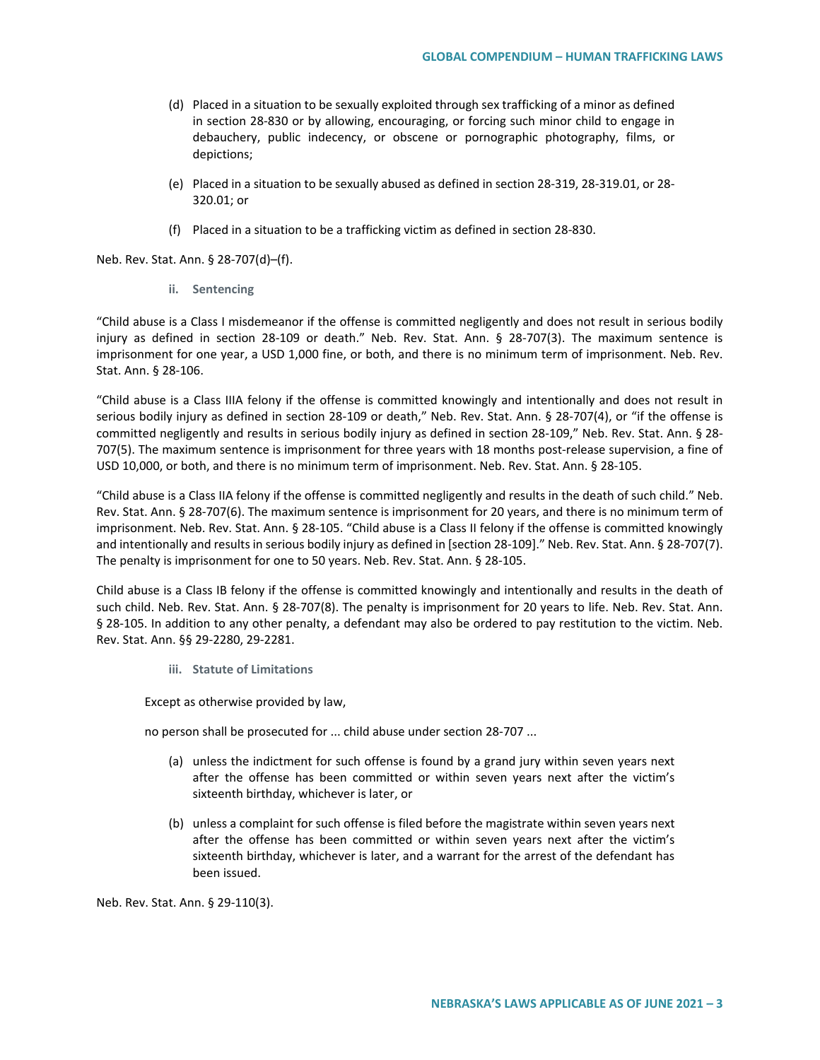(d) Placed in a situation to be sexually exploited through sex trafficking of a minor as defined in section 28-830 or by allowing, encouraging, or forcing such minor child to engage in debauchery, public indecency, or obscene or pornographic photography, films, or depictions;

(e) Placed in a situation to be sexually abused as defined in section 28-319, 28-319.01, or 28-320.01; or

(f) Placed in a situation to be a trafficking victim as defined in section 28-830.

Neb. Rev. Stat. Ann. § 28-707(d)–(f).

#### ii. Sentencing

"Child abuse is a Class I misdemeanor if the offense is committed negligently and does not result in serious bodily injury as defined in section 28-109 or death." Neb. Rev. Stat. Ann. § 28-707(3). The maximum sentence is imprisonment for one year, a USD 1,000 fine, or both, and there is no minimum term of imprisonment. Neb. Rev. Stat. Ann. § 28-106.

"Child abuse is a Class IIIA felony if the offense is committed knowingly and intentionally and does not result in serious bodily injury as defined in section 28-109 or death," Neb. Rev. Stat. Ann. § 28-707(4), or "if the offense is committed negligently and results in serious bodily injury as defined in section 28-109," Neb. Rev. Stat. Ann. § 28-707(5). The maximum sentence is imprisonment for three years with 18 months post-release supervision, a fine of USD 10,000, or both, and there is no minimum term of imprisonment. Neb. Rev. Stat. Ann. § 28-105.

"Child abuse is a Class IIA felony if the offense is committed negligently and results in the death of such child." Neb. Rev. Stat. Ann. § 28-707(6). The maximum sentence is imprisonment for 20 years, and there is no minimum term of imprisonment. Neb. Rev. Stat. Ann. § 28-105. "Child abuse is a Class II felony if the offense is committed knowingly and intentionally and results in serious bodily injury as defined in [section 28-109]." Neb. Rev. Stat. Ann. § 28-707(7). The penalty is imprisonment for one to 50 years. Neb. Rev. Stat. Ann. § 28-105.

Child abuse is a Class IB felony if the offense is committed knowingly and intentionally and results in the death of such child. Neb. Rev. Stat. Ann. § 28-707(8). The penalty is imprisonment for 20 years to life. Neb. Rev. Stat. Ann. § 28-105. In addition to any other penalty, a defendant may also be ordered to pay restitution to the victim. Neb. Rev. Stat. Ann. §§ 29-2280, 29-2281.

#### iii. Statute of Limitations

Except as otherwise provided by law,

no person shall be prosecuted for ... child abuse under section 28-707 ...

(a) unless the indictment for such offense is found by a grand jury within seven years next after the offense has been committed or within seven years next after the victim's sixteenth birthday, whichever is later, or

(b) unless a complaint for such offense is filed before the magistrate within seven years next after the offense has been committed or within seven years next after the victim's sixteenth birthday, whichever is later, and a warrant for the arrest of the defendant has been issued.

Neb. Rev. Stat. Ann. § 29-110(3).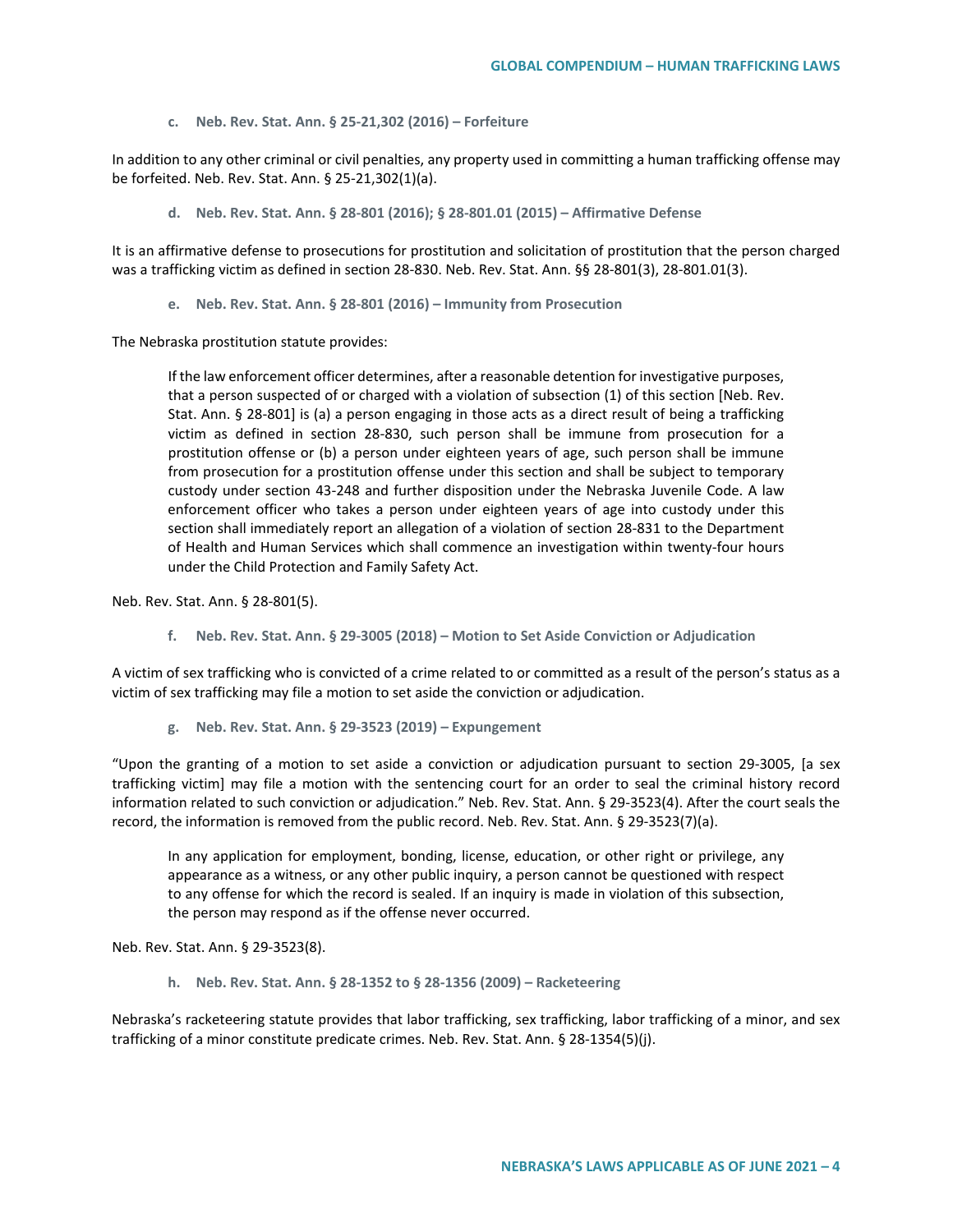#### c. Neb. Rev. Stat. Ann. § 25-21,302 (2016) – Forfeiture

In addition to any other criminal or civil penalties, any property used in committing a human trafficking offense may be forfeited. Neb. Rev. Stat. Ann. § 25-21,302(1)(a).

#### d. Neb. Rev. Stat. Ann. § 28-801 (2016); § 28-801.01 (2015) – Affirmative Defense

It is an affirmative defense to prosecutions for prostitution and solicitation of prostitution that the person charged was a trafficking victim as defined in section 28-830. Neb. Rev. Stat. Ann. §§ 28-801(3), 28-801.01(3).

#### e. Neb. Rev. Stat. Ann. § 28-801 (2016) – Immunity from Prosecution

The Nebraska prostitution statute provides:

> If the law enforcement officer determines, after a reasonable detention for investigative purposes, that a person suspected of or charged with a violation of subsection (1) of this section [Neb. Rev. Stat. Ann. § 28-801] is (a) a person engaging in those acts as a direct result of being a trafficking victim as defined in section 28-830, such person shall be immune from prosecution for a prostitution offense or (b) a person under eighteen years of age, such person shall be immune from prosecution for a prostitution offense under this section and shall be subject to temporary custody under section 43-248 and further disposition under the Nebraska Juvenile Code. A law enforcement officer who takes a person under eighteen years of age into custody under this section shall immediately report an allegation of a violation of section 28-831 to the Department of Health and Human Services which shall commence an investigation within twenty-four hours under the Child Protection and Family Safety Act.

Neb. Rev. Stat. Ann. § 28-801(5).

#### f. Neb. Rev. Stat. Ann. § 29-3005 (2018) – Motion to Set Aside Conviction or Adjudication

A victim of sex trafficking who is convicted of a crime related to or committed as a result of the person's status as a victim of sex trafficking may file a motion to set aside the conviction or adjudication.

#### g. Neb. Rev. Stat. Ann. § 29-3523 (2019) – Expungement

"Upon the granting of a motion to set aside a conviction or adjudication pursuant to section 29-3005, [a sex trafficking victim] may file a motion with the sentencing court for an order to seal the criminal history record information related to such conviction or adjudication." Neb. Rev. Stat. Ann. § 29-3523(4). After the court seals the record, the information is removed from the public record. Neb. Rev. Stat. Ann. § 29-3523(7)(a).

> In any application for employment, bonding, license, education, or other right or privilege, any appearance as a witness, or any other public inquiry, a person cannot be questioned with respect to any offense for which the record is sealed. If an inquiry is made in violation of this subsection, the person may respond as if the offense never occurred.

Neb. Rev. Stat. Ann. § 29-3523(8).

#### h. Neb. Rev. Stat. Ann. § 28-1352 to § 28-1356 (2009) – Racketeering

Nebraska's racketeering statute provides that labor trafficking, sex trafficking, labor trafficking of a minor, and sex trafficking of a minor constitute predicate crimes. Neb. Rev. Stat. Ann. § 28-1354(5)(j).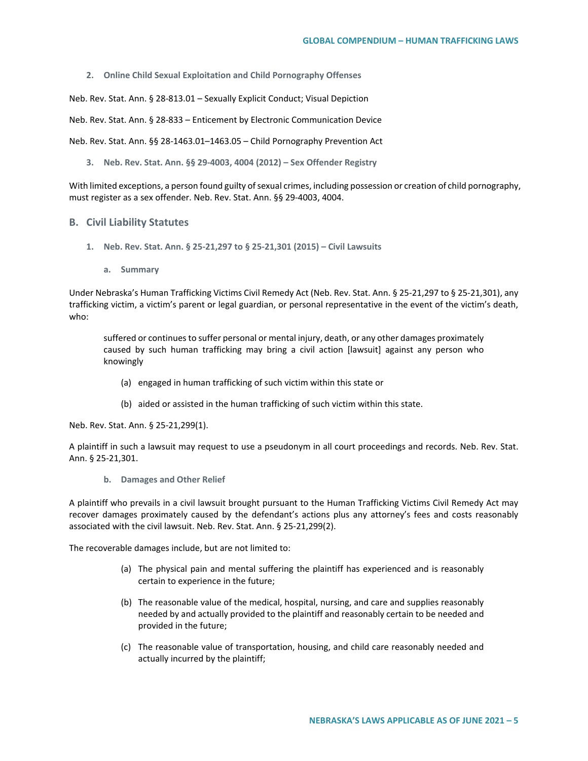### 2. Online Child Sexual Exploitation and Child Pornography Offenses

Neb. Rev. Stat. Ann. § 28-813.01 – Sexually Explicit Conduct; Visual Depiction

Neb. Rev. Stat. Ann. § 28-833 – Enticement by Electronic Communication Device

Neb. Rev. Stat. Ann. §§ 28-1463.01–1463.05 – Child Pornography Prevention Act

### 3. Neb. Rev. Stat. Ann. §§ 29-4003, 4004 (2012) – Sex Offender Registry

With limited exceptions, a person found guilty of sexual crimes, including possession or creation of child pornography, must register as a sex offender. Neb. Rev. Stat. Ann. §§ 29-4003, 4004.

## B. Civil Liability Statutes

### 1. Neb. Rev. Stat. Ann. § 25-21,297 to § 25-21,301 (2015) – Civil Lawsuits

#### a. Summary

Under Nebraska's Human Trafficking Victims Civil Remedy Act (Neb. Rev. Stat. Ann. § 25-21,297 to § 25-21,301), any trafficking victim, a victim's parent or legal guardian, or personal representative in the event of the victim's death, who:

> suffered or continues to suffer personal or mental injury, death, or any other damages proximately caused by such human trafficking may bring a civil action [lawsuit] against any person who knowingly
>
> (a) engaged in human trafficking of such victim within this state or
>
> (b) aided or assisted in the human trafficking of such victim within this state.

Neb. Rev. Stat. Ann. § 25-21,299(1).

A plaintiff in such a lawsuit may request to use a pseudonym in all court proceedings and records. Neb. Rev. Stat. Ann. § 25-21,301.

#### b. Damages and Other Relief

A plaintiff who prevails in a civil lawsuit brought pursuant to the Human Trafficking Victims Civil Remedy Act may recover damages proximately caused by the defendant's actions plus any attorney's fees and costs reasonably associated with the civil lawsuit. Neb. Rev. Stat. Ann. § 25-21,299(2).

The recoverable damages include, but are not limited to:

> (a) The physical pain and mental suffering the plaintiff has experienced and is reasonably certain to experience in the future;
>
> (b) The reasonable value of the medical, hospital, nursing, and care and supplies reasonably needed by and actually provided to the plaintiff and reasonably certain to be needed and provided in the future;
>
> (c) The reasonable value of transportation, housing, and child care reasonably needed and actually incurred by the plaintiff;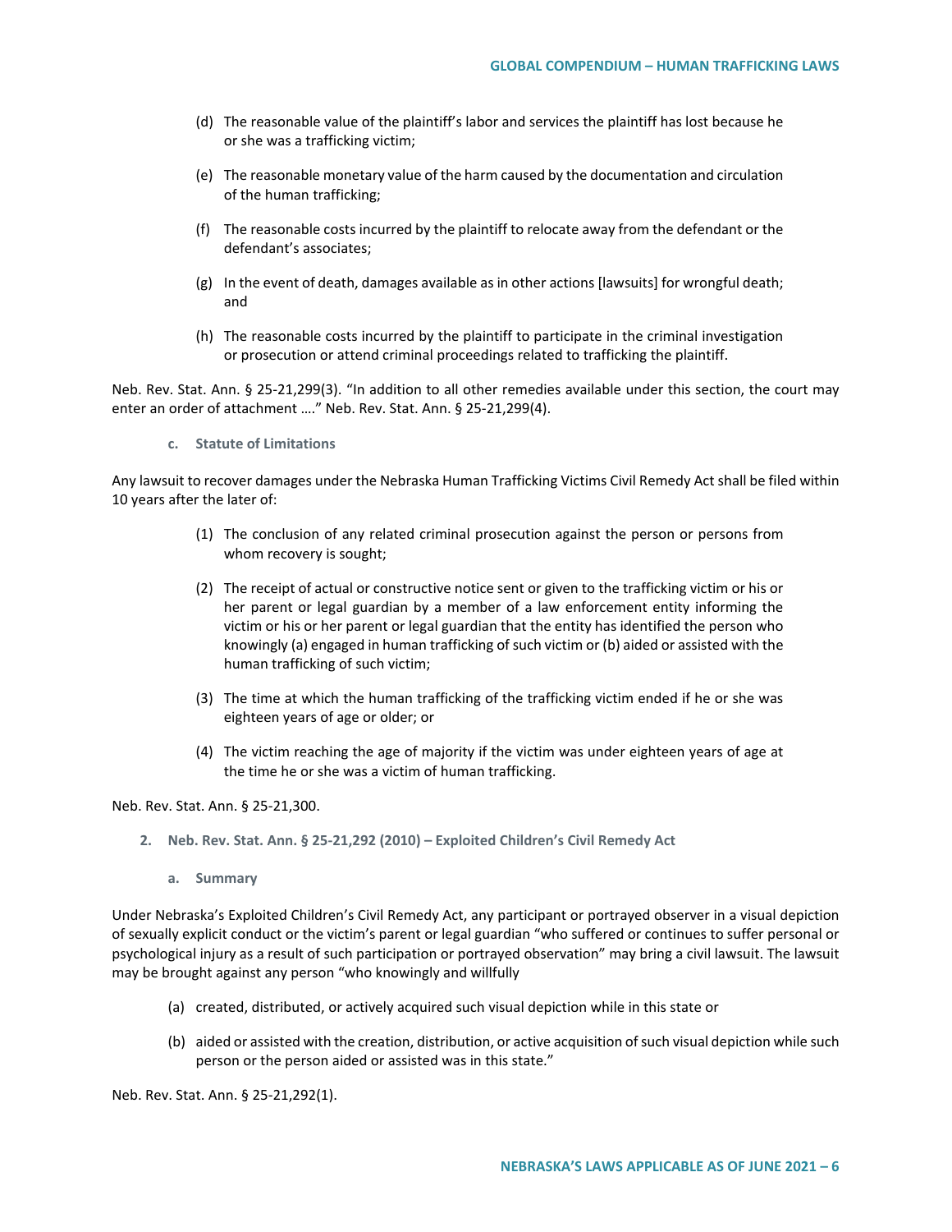(d) The reasonable value of the plaintiff's labor and services the plaintiff has lost because he or she was a trafficking victim;

(e) The reasonable monetary value of the harm caused by the documentation and circulation of the human trafficking;

(f) The reasonable costs incurred by the plaintiff to relocate away from the defendant or the defendant's associates;

(g) In the event of death, damages available as in other actions [lawsuits] for wrongful death; and

(h) The reasonable costs incurred by the plaintiff to participate in the criminal investigation or prosecution or attend criminal proceedings related to trafficking the plaintiff.

Neb. Rev. Stat. Ann. § 25-21,299(3). "In addition to all other remedies available under this section, the court may enter an order of attachment …." Neb. Rev. Stat. Ann. § 25-21,299(4).

#### c. Statute of Limitations

Any lawsuit to recover damages under the Nebraska Human Trafficking Victims Civil Remedy Act shall be filed within 10 years after the later of:

(1) The conclusion of any related criminal prosecution against the person or persons from whom recovery is sought;

(2) The receipt of actual or constructive notice sent or given to the trafficking victim or his or her parent or legal guardian by a member of a law enforcement entity informing the victim or his or her parent or legal guardian that the entity has identified the person who knowingly (a) engaged in human trafficking of such victim or (b) aided or assisted with the human trafficking of such victim;

(3) The time at which the human trafficking of the trafficking victim ended if he or she was eighteen years of age or older; or

(4) The victim reaching the age of majority if the victim was under eighteen years of age at the time he or she was a victim of human trafficking.

Neb. Rev. Stat. Ann. § 25-21,300.

### 2. Neb. Rev. Stat. Ann. § 25-21,292 (2010) – Exploited Children's Civil Remedy Act

#### a. Summary

Under Nebraska's Exploited Children's Civil Remedy Act, any participant or portrayed observer in a visual depiction of sexually explicit conduct or the victim's parent or legal guardian "who suffered or continues to suffer personal or psychological injury as a result of such participation or portrayed observation" may bring a civil lawsuit. The lawsuit may be brought against any person "who knowingly and willfully

(a) created, distributed, or actively acquired such visual depiction while in this state or

(b) aided or assisted with the creation, distribution, or active acquisition of such visual depiction while such person or the person aided or assisted was in this state."

Neb. Rev. Stat. Ann. § 25-21,292(1).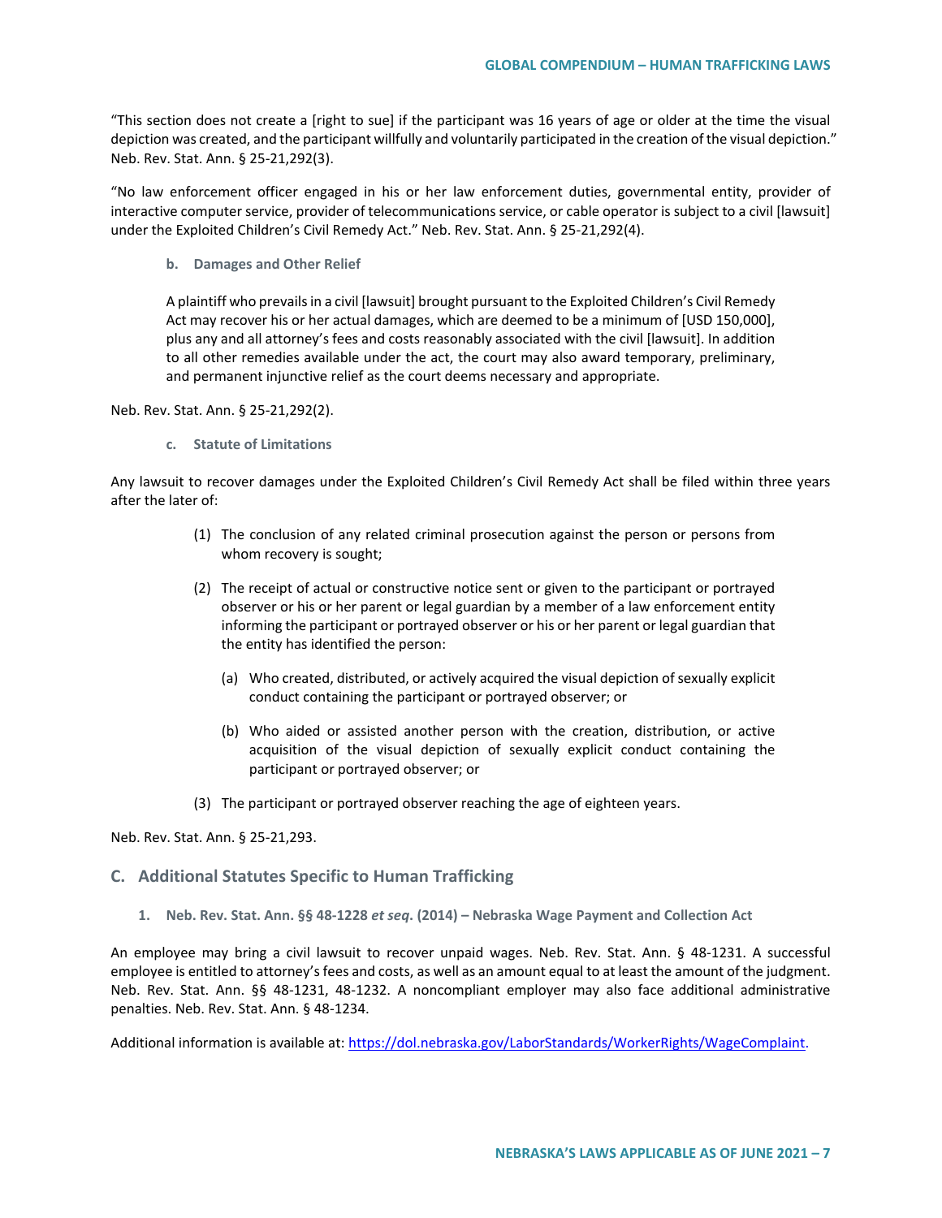"This section does not create a [right to sue] if the participant was 16 years of age or older at the time the visual depiction was created, and the participant willfully and voluntarily participated in the creation of the visual depiction." Neb. Rev. Stat. Ann. § 25-21,292(3).

"No law enforcement officer engaged in his or her law enforcement duties, governmental entity, provider of interactive computer service, provider of telecommunications service, or cable operator is subject to a civil [lawsuit] under the Exploited Children's Civil Remedy Act." Neb. Rev. Stat. Ann. § 25-21,292(4).

#### b. Damages and Other Relief

> A plaintiff who prevails in a civil [lawsuit] brought pursuant to the Exploited Children's Civil Remedy Act may recover his or her actual damages, which are deemed to be a minimum of [USD 150,000], plus any and all attorney's fees and costs reasonably associated with the civil [lawsuit]. In addition to all other remedies available under the act, the court may also award temporary, preliminary, and permanent injunctive relief as the court deems necessary and appropriate.

Neb. Rev. Stat. Ann. § 25-21,292(2).

#### c. Statute of Limitations

Any lawsuit to recover damages under the Exploited Children's Civil Remedy Act shall be filed within three years after the later of:

> (1) The conclusion of any related criminal prosecution against the person or persons from whom recovery is sought;
>
> (2) The receipt of actual or constructive notice sent or given to the participant or portrayed observer or his or her parent or legal guardian by a member of a law enforcement entity informing the participant or portrayed observer or his or her parent or legal guardian that the entity has identified the person:
>
> > (a) Who created, distributed, or actively acquired the visual depiction of sexually explicit conduct containing the participant or portrayed observer; or
> >
> > (b) Who aided or assisted another person with the creation, distribution, or active acquisition of the visual depiction of sexually explicit conduct containing the participant or portrayed observer; or
>
> (3) The participant or portrayed observer reaching the age of eighteen years.

Neb. Rev. Stat. Ann. § 25-21,293.

## C. Additional Statutes Specific to Human Trafficking

### 1. Neb. Rev. Stat. Ann. §§ 48-1228 *et seq.* (2014) – Nebraska Wage Payment and Collection Act

An employee may bring a civil lawsuit to recover unpaid wages. Neb. Rev. Stat. Ann. § 48-1231. A successful employee is entitled to attorney's fees and costs, as well as an amount equal to at least the amount of the judgment. Neb. Rev. Stat. Ann. §§ 48-1231, 48-1232. A noncompliant employer may also face additional administrative penalties. Neb. Rev. Stat. Ann. § 48-1234.

Additional information is available at: https://dol.nebraska.gov/LaborStandards/WorkerRights/WageComplaint.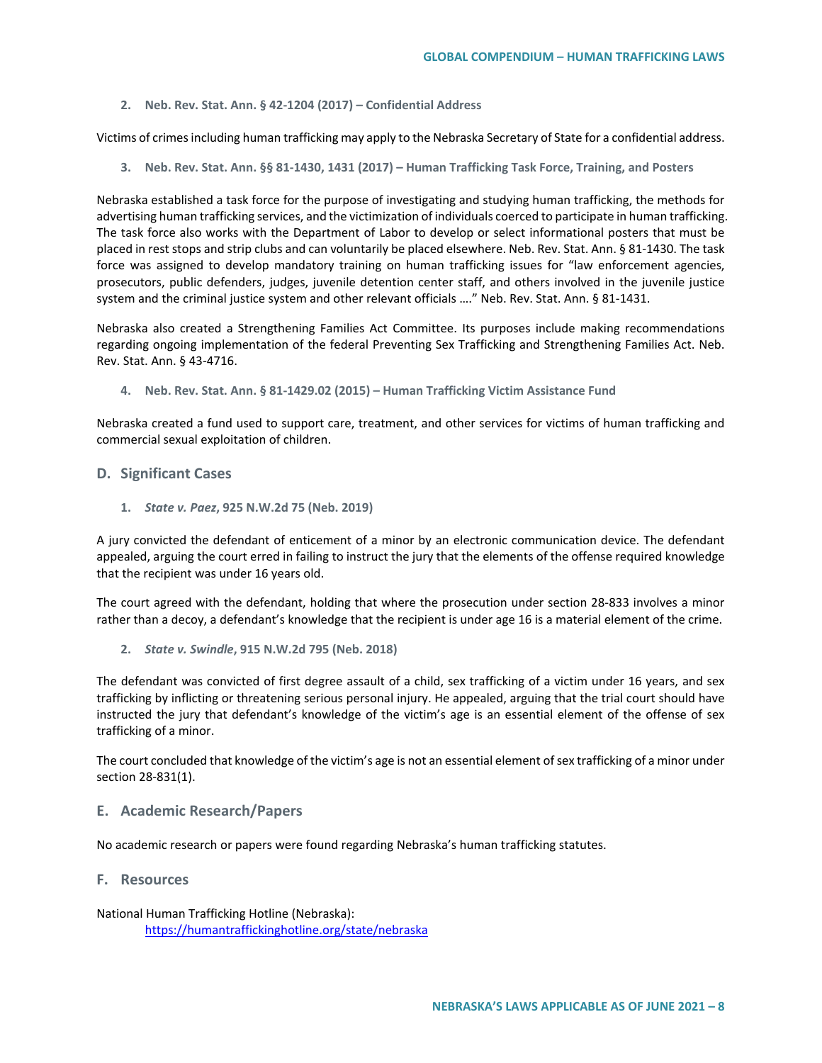**2. Neb. Rev. Stat. Ann. § 42-1204 (2017) – Confidential Address**

Victims of crimes including human trafficking may apply to the Nebraska Secretary of State for a confidential address.

**3. Neb. Rev. Stat. Ann. §§ 81-1430, 1431 (2017) – Human Trafficking Task Force, Training, and Posters**

Nebraska established a task force for the purpose of investigating and studying human trafficking, the methods for advertising human trafficking services, and the victimization of individuals coerced to participate in human trafficking. The task force also works with the Department of Labor to develop or select informational posters that must be placed in rest stops and strip clubs and can voluntarily be placed elsewhere. Neb. Rev. Stat. Ann. § 81-1430. The task force was assigned to develop mandatory training on human trafficking issues for "law enforcement agencies, prosecutors, public defenders, judges, juvenile detention center staff, and others involved in the juvenile justice system and the criminal justice system and other relevant officials …." Neb. Rev. Stat. Ann. § 81-1431.

Nebraska also created a Strengthening Families Act Committee. Its purposes include making recommendations regarding ongoing implementation of the federal Preventing Sex Trafficking and Strengthening Families Act. Neb. Rev. Stat. Ann. § 43-4716.

**4. Neb. Rev. Stat. Ann. § 81-1429.02 (2015) – Human Trafficking Victim Assistance Fund**

Nebraska created a fund used to support care, treatment, and other services for victims of human trafficking and commercial sexual exploitation of children.

## D. Significant Cases

**1. *State v. Paez*, 925 N.W.2d 75 (Neb. 2019)**

A jury convicted the defendant of enticement of a minor by an electronic communication device. The defendant appealed, arguing the court erred in failing to instruct the jury that the elements of the offense required knowledge that the recipient was under 16 years old.

The court agreed with the defendant, holding that where the prosecution under section 28-833 involves a minor rather than a decoy, a defendant's knowledge that the recipient is under age 16 is a material element of the crime.

**2. *State v. Swindle*, 915 N.W.2d 795 (Neb. 2018)**

The defendant was convicted of first degree assault of a child, sex trafficking of a victim under 16 years, and sex trafficking by inflicting or threatening serious personal injury. He appealed, arguing that the trial court should have instructed the jury that defendant's knowledge of the victim's age is an essential element of the offense of sex trafficking of a minor.

The court concluded that knowledge of the victim's age is not an essential element of sex trafficking of a minor under section 28-831(1).

## E. Academic Research/Papers

No academic research or papers were found regarding Nebraska's human trafficking statutes.

## F. Resources

National Human Trafficking Hotline (Nebraska):
https://humantraffickinghotline.org/state/nebraska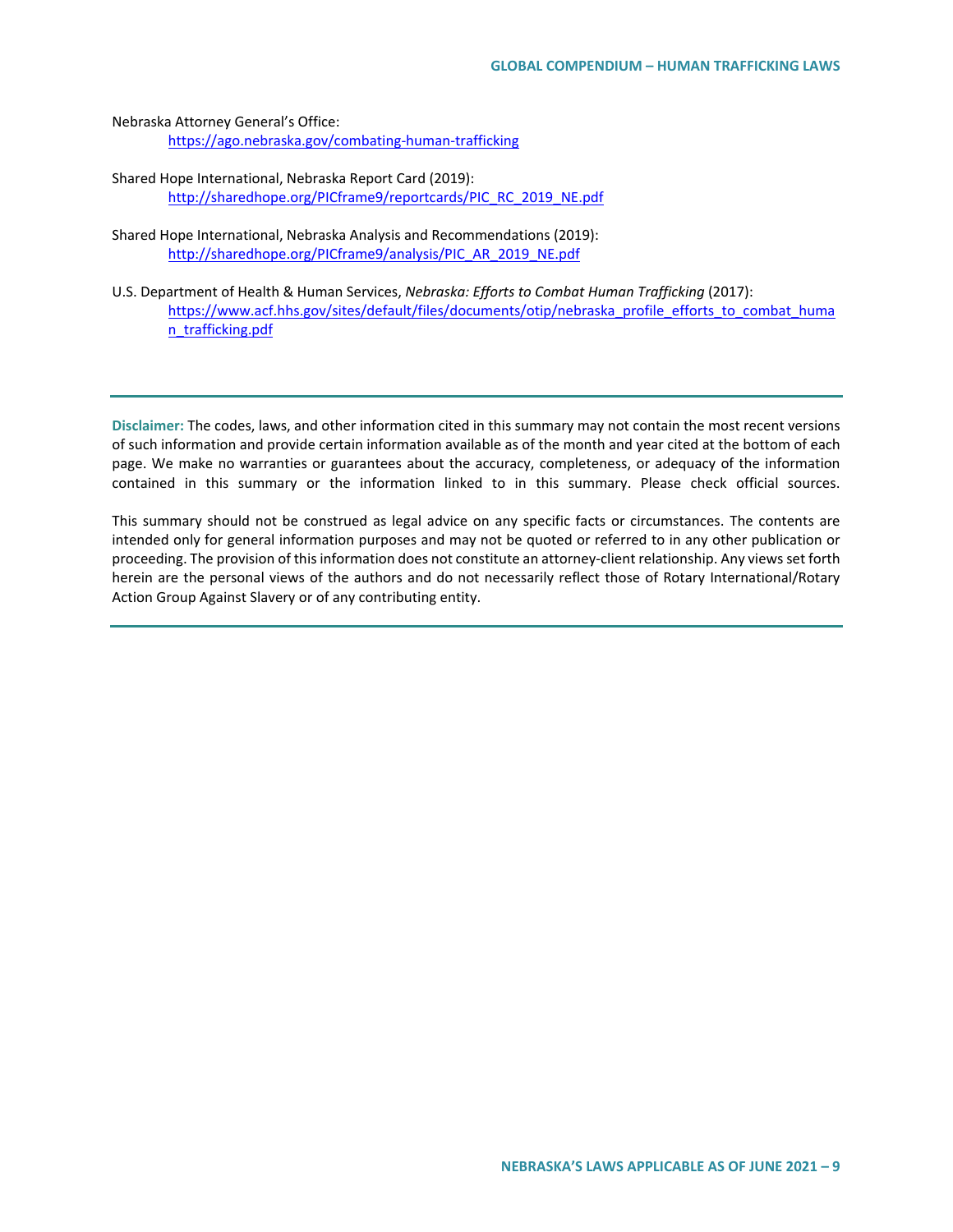Nebraska Attorney General's Office:
https://ago.nebraska.gov/combating-human-trafficking

Shared Hope International, Nebraska Report Card (2019):
http://sharedhope.org/PICframe9/reportcards/PIC_RC_2019_NE.pdf

Shared Hope International, Nebraska Analysis and Recommendations (2019):
http://sharedhope.org/PICframe9/analysis/PIC_AR_2019_NE.pdf

U.S. Department of Health & Human Services, *Nebraska: Efforts to Combat Human Trafficking* (2017):
https://www.acf.hhs.gov/sites/default/files/documents/otip/nebraska_profile_efforts_to_combat_human_trafficking.pdf

---

**Disclaimer:** The codes, laws, and other information cited in this summary may not contain the most recent versions of such information and provide certain information available as of the month and year cited at the bottom of each page. We make no warranties or guarantees about the accuracy, completeness, or adequacy of the information contained in this summary or the information linked to in this summary. Please check official sources.

This summary should not be construed as legal advice on any specific facts or circumstances. The contents are intended only for general information purposes and may not be quoted or referred to in any other publication or proceeding. The provision of this information does not constitute an attorney-client relationship. Any views set forth herein are the personal views of the authors and do not necessarily reflect those of Rotary International/Rotary Action Group Against Slavery or of any contributing entity.

---